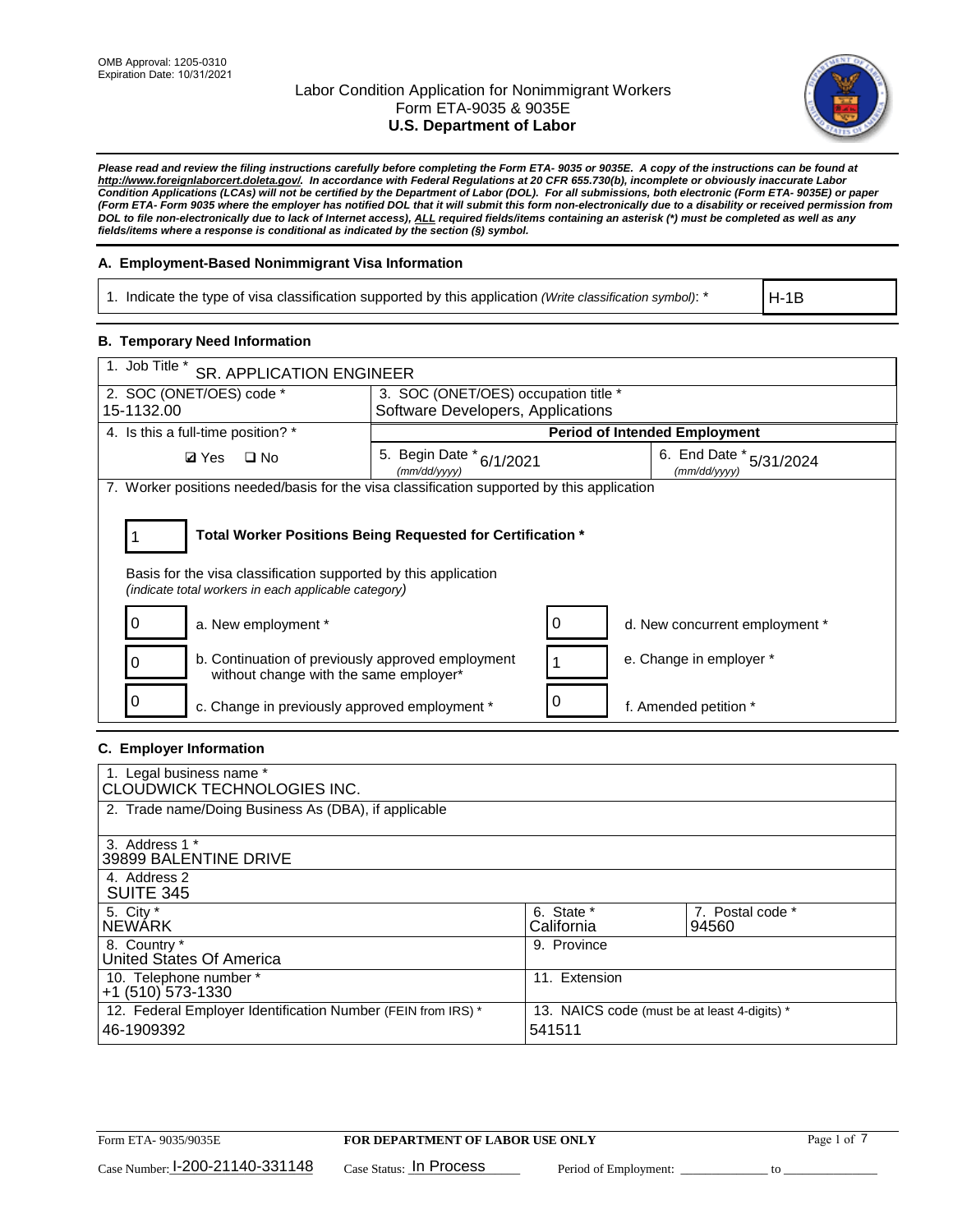OMB Approval: 1205-0310
Expiration Date: 10/31/2021

# Labor Condition Application for Nonimmigrant Workers
## Form ETA-9035 & 9035E
## U.S. Department of Labor

***Please read and review the filing instructions carefully before completing the Form ETA- 9035 or 9035E. A copy of the instructions can be found at http://www.foreignlaborcert.doleta.gov/. In accordance with Federal Regulations at 20 CFR 655.730(b), incomplete or obviously inaccurate Labor Condition Applications (LCAs) will not be certified by the Department of Labor (DOL). For all submissions, both electronic (Form ETA- 9035E) or paper (Form ETA- Form 9035 where the employer has notified DOL that it will submit this form non-electronically due to a disability or received permission from DOL to file non-electronically due to lack of Internet access), ALL required fields/items containing an asterisk (*) must be completed as well as any fields/items where a response is conditional as indicated by the section (§) symbol.***

### A. Employment-Based Nonimmigrant Visa Information

| 1. Indicate the type of visa classification supported by this application *(Write classification symbol)*: * | H-1B |
|---|---|

### B. Temporary Need Information

| 1. Job Title * SR. APPLICATION ENGINEER | | |
|---|---|---|
| 2. SOC (ONET/OES) code * 15-1132.00 | 3. SOC (ONET/OES) occupation title * Software Developers, Applications | |
| 4. Is this a full-time position? * | **Period of Intended Employment** | |
| ☑ Yes ☐ No | 5. Begin Date * *(mm/dd/yyyy)* 6/1/2021 | 6. End Date * *(mm/dd/yyyy)* 5/31/2024 |

7. Worker positions needed/basis for the visa classification supported by this application

**1** — **Total Worker Positions Being Requested for Certification ***

Basis for the visa classification supported by this application
*(indicate total workers in each applicable category)*

| Count | Category | Count | Category |
|---|---|---|---|
| 0 | a. New employment * | 0 | d. New concurrent employment * |
| 0 | b. Continuation of previously approved employment without change with the same employer* | 1 | e. Change in employer * |
| 0 | c. Change in previously approved employment * | 0 | f. Amended petition * |

### C. Employer Information

| 1. Legal business name * CLOUDWICK TECHNOLOGIES INC. | | |
|---|---|---|
| 2. Trade name/Doing Business As (DBA), if applicable | | |
| 3. Address 1 * 39899 BALENTINE DRIVE | | |
| 4. Address 2 SUITE 345 | | |
| 5. City * NEWARK | 6. State * California | 7. Postal code * 94560 |
| 8. Country * United States Of America | 9. Province | |
| 10. Telephone number * +1 (510) 573-1330 | 11. Extension | |
| 12. Federal Employer Identification Number (FEIN from IRS) * 46-1909392 | 13. NAICS code (must be at least 4-digits) * 541511 | |

Form ETA- 9035/9035E — **FOR DEPARTMENT OF LABOR USE ONLY**

Case Number: I-200-21140-331148 Case Status: In Process Period of Employment: _____________ to _____________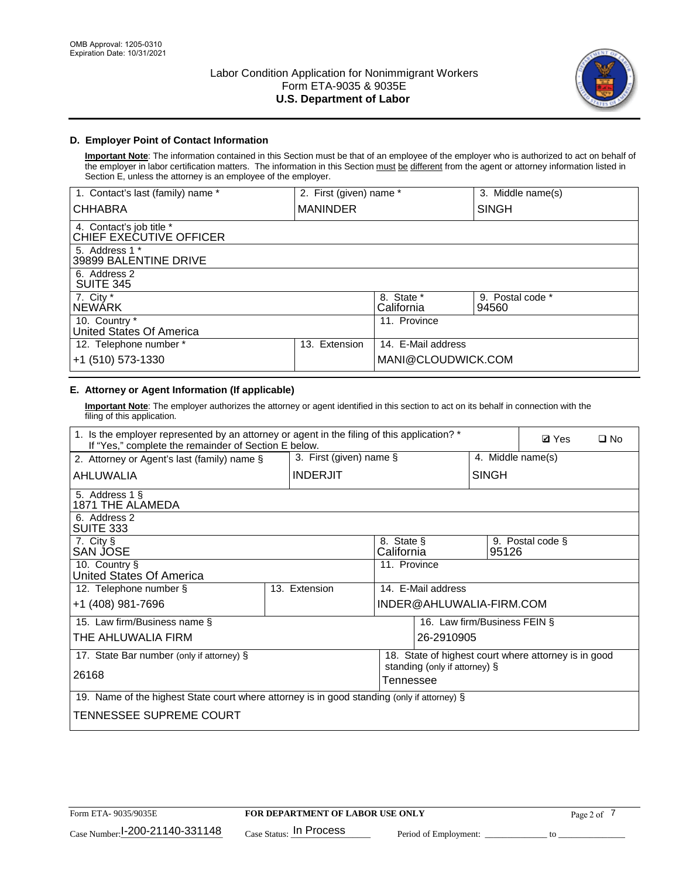## D. Employer Point of Contact Information

**Important Note**: The information contained in this Section must be that of an employee of the employer who is authorized to act on behalf of the employer in labor certification matters. The information in this Section must be different from the agent or attorney information listed in Section E, unless the attorney is an employee of the employer.

| 1. Contact's last (family) name * | 2. First (given) name * | 3. Middle name(s) |
|---|---|---|
| CHHABRA | MANINDER | SINGH |
| 4. Contact's job title * CHIEF EXECUTIVE OFFICER | | |
| 5. Address 1 * 39899 BALENTINE DRIVE | | |
| 6. Address 2 SUITE 345 | | |
| 7. City * NEWARK | 8. State * California | 9. Postal code * 94560 |
| 10. Country * United States Of America | 11. Province | |
| 12. Telephone number * +1 (510) 573-1330 | 13. Extension | 14. E-Mail address MANI@CLOUDWICK.COM |

## E. Attorney or Agent Information (If applicable)

**Important Note**: The employer authorizes the attorney or agent identified in this section to act on its behalf in connection with the filing of this application.

| 1. Is the employer represented by an attorney or agent in the filing of this application? * If "Yes," complete the remainder of Section E below. | | ☑ Yes ☐ No |
|---|---|---|
| 2. Attorney or Agent's last (family) name § AHLUWALIA | 3. First (given) name § INDERJIT | 4. Middle name(s) SINGH |
| 5. Address 1 § 1871 THE ALAMEDA | | |
| 6. Address 2 SUITE 333 | | |
| 7. City § SAN JOSE | 8. State § California | 9. Postal code § 95126 |
| 10. Country § United States Of America | 11. Province | |
| 12. Telephone number § +1 (408) 981-7696 | 13. Extension | 14. E-Mail address INDER@AHLUWALIA-FIRM.COM |
| 15. Law firm/Business name § THE AHLUWALIA FIRM | | 16. Law firm/Business FEIN § 26-2910905 |
| 17. State Bar number (only if attorney) § 26168 | | 18. State of highest court where attorney is in good standing (only if attorney) § Tennessee |
| 19. Name of the highest State court where attorney is in good standing (only if attorney) § TENNESSEE SUPREME COURT | | |

Form ETA- 9035/9035E | **FOR DEPARTMENT OF LABOR USE ONLY**

Case Number: I-200-21140-331148 | Case Status: In Process | Period of Employment: _____________ to _____________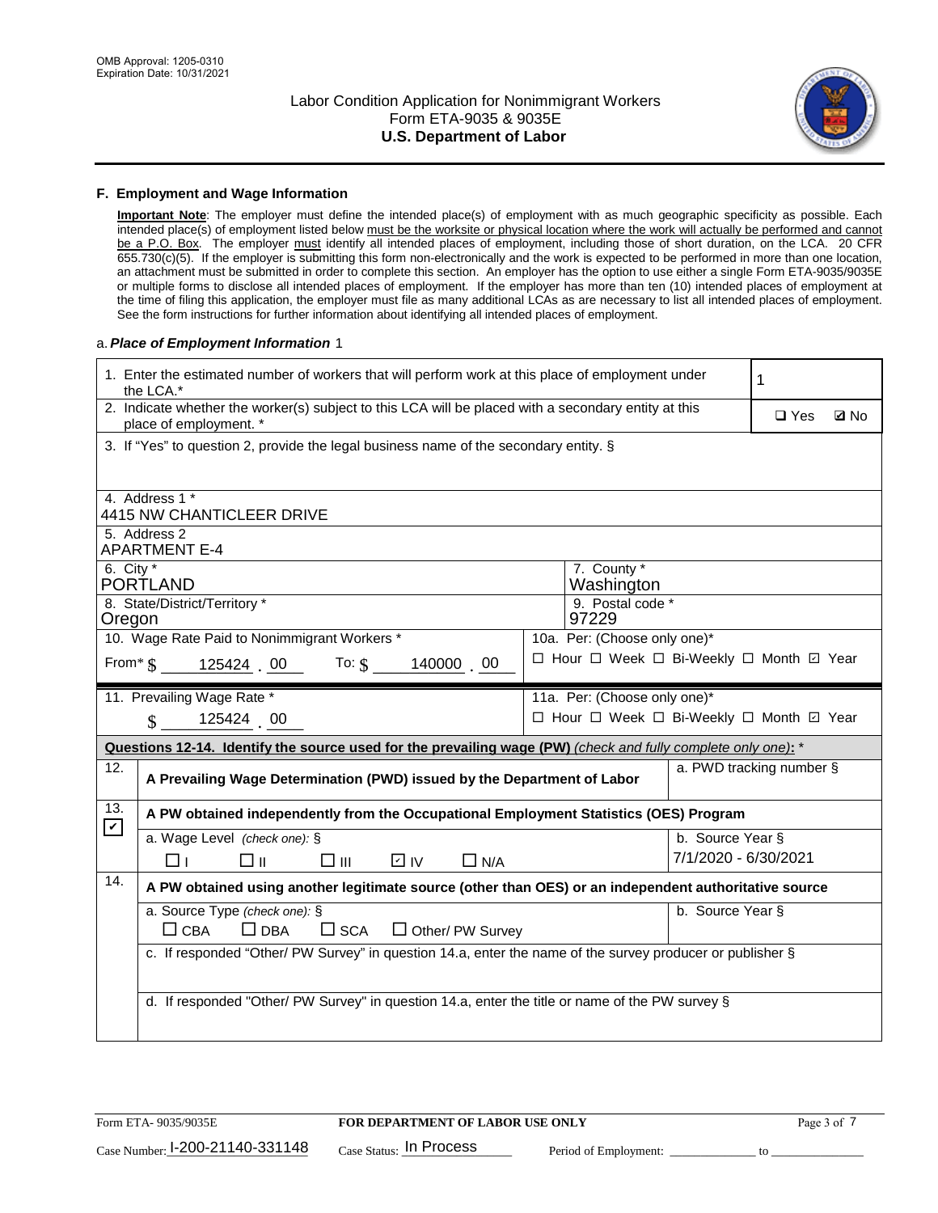OMB Approval: 1205-0310
Expiration Date: 10/31/2021

# Labor Condition Application for Nonimmigrant Workers
Form ETA-9035 & 9035E
**U.S. Department of Labor**

## F. Employment and Wage Information

**Important Note**: The employer must define the intended place(s) of employment with as much geographic specificity as possible. Each intended place(s) of employment listed below must be the worksite or physical location where the work will actually be performed and cannot be a P.O. Box. The employer must identify all intended places of employment, including those of short duration, on the LCA. 20 CFR 655.730(c)(5). If the employer is submitting this form non-electronically and the work is expected to be performed in more than one location, an attachment must be submitted in order to complete this section. An employer has the option to use either a single Form ETA-9035/9035E or multiple forms to disclose all intended places of employment. If the employer has more than ten (10) intended places of employment at the time of filing this application, the employer must file as many additional LCAs as are necessary to list all intended places of employment. See the form instructions for further information about identifying all intended places of employment.

a. ***Place of Employment Information*** 1

| | |
|---|---|
| 1. Enter the estimated number of workers that will perform work at this place of employment under the LCA.* | 1 |
| 2. Indicate whether the worker(s) subject to this LCA will be placed with a secondary entity at this place of employment. * | ☐ Yes ☑ No |
| 3. If "Yes" to question 2, provide the legal business name of the secondary entity. § | |
| 4. Address 1 * 4415 NW CHANTICLEER DRIVE | |
| 5. Address 2 APARTMENT E-4 | |
| 6. City * PORTLAND | 7. County * Washington |
| 8. State/District/Territory * Oregon | 9. Postal code * 97229 |
| 10. Wage Rate Paid to Nonimmigrant Workers * From* $ 125424 . 00 To: $ 140000 . 00 | 10a. Per: (Choose only one)* ☐ Hour ☐ Week ☐ Bi-Weekly ☐ Month ☑ Year |
| 11. Prevailing Wage Rate * $ 125424 . 00 | 11a. Per: (Choose only one)* ☐ Hour ☐ Week ☐ Bi-Weekly ☐ Month ☑ Year |

**Questions 12-14. Identify the source used for the prevailing wage (PW)** *(check and fully complete only one)*: *

| | | |
|---|---|---|
| 12. ☐ | A Prevailing Wage Determination (PWD) issued by the Department of Labor | a. PWD tracking number § |
| 13. ☑ | A PW obtained independently from the Occupational Employment Statistics (OES) Program | |
| | a. Wage Level *(check one)*: § ☐ I ☐ II ☐ III ☑ IV ☐ N/A | b. Source Year § 7/1/2020 - 6/30/2021 |
| 14. ☐ | A PW obtained using another legitimate source (other than OES) or an independent authoritative source | |
| | a. Source Type *(check one)*: § ☐ CBA ☐ DBA ☐ SCA ☐ Other/ PW Survey | b. Source Year § |
| | c. If responded "Other/ PW Survey" in question 14.a, enter the name of the survey producer or publisher § | |
| | d. If responded "Other/ PW Survey" in question 14.a, enter the title or name of the PW survey § | |

Form ETA- 9035/9035E | **FOR DEPARTMENT OF LABOR USE ONLY**
Case Number: I-200-21140-331148 Case Status: In Process Period of Employment: ______________ to ______________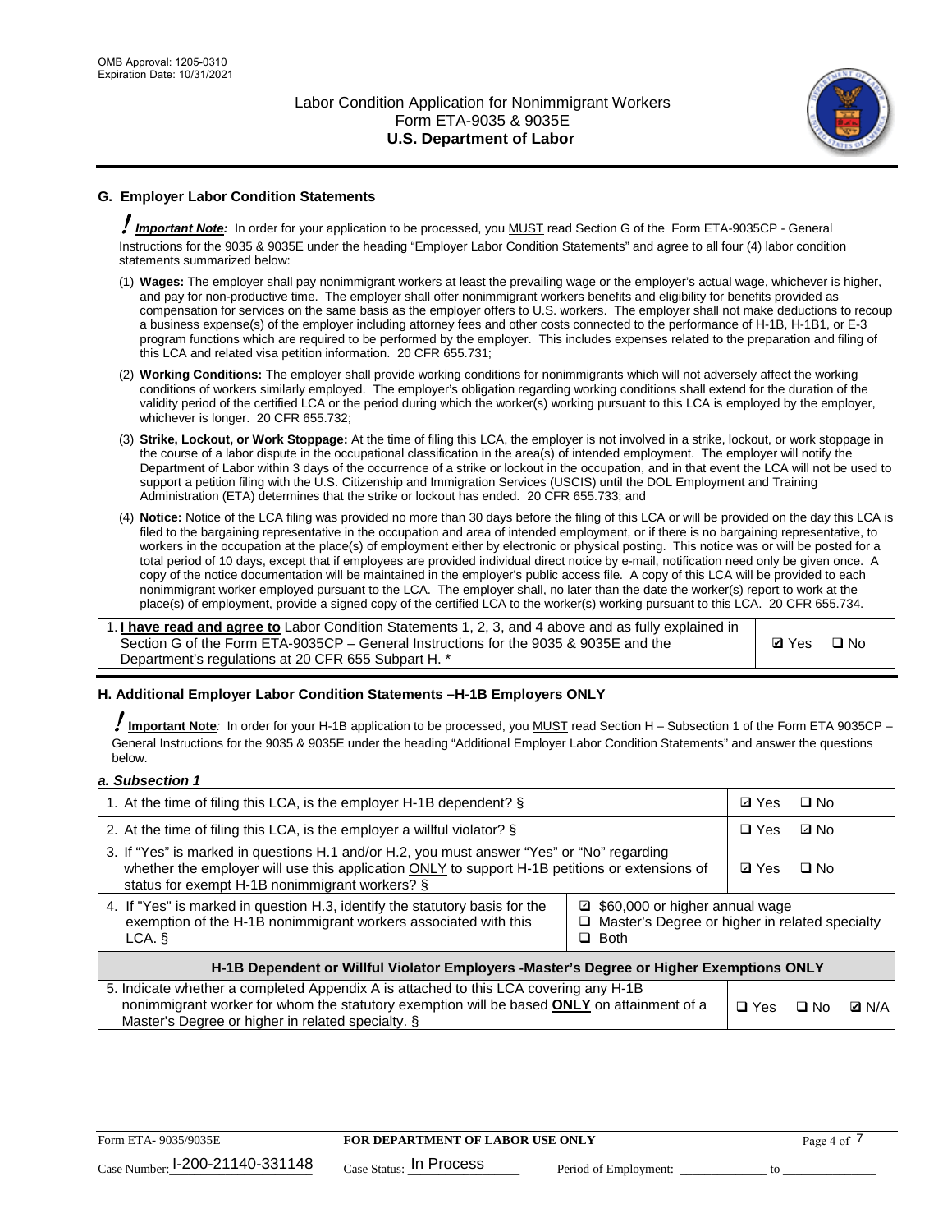## G. Employer Labor Condition Statements

**! *Important Note:*** In order for your application to be processed, you MUST read Section G of the Form ETA-9035CP - General Instructions for the 9035 & 9035E under the heading "Employer Labor Condition Statements" and agree to all four (4) labor condition statements summarized below:

(1) **Wages:** The employer shall pay nonimmigrant workers at least the prevailing wage or the employer's actual wage, whichever is higher, and pay for non-productive time. The employer shall offer nonimmigrant workers benefits and eligibility for benefits provided as compensation for services on the same basis as the employer offers to U.S. workers. The employer shall not make deductions to recoup a business expense(s) of the employer including attorney fees and other costs connected to the performance of H-1B, H-1B1, or E-3 program functions which are required to be performed by the employer. This includes expenses related to the preparation and filing of this LCA and related visa petition information. 20 CFR 655.731;

(2) **Working Conditions:** The employer shall provide working conditions for nonimmigrants which will not adversely affect the working conditions of workers similarly employed. The employer's obligation regarding working conditions shall extend for the duration of the validity period of the certified LCA or the period during which the worker(s) working pursuant to this LCA is employed by the employer, whichever is longer. 20 CFR 655.732;

(3) **Strike, Lockout, or Work Stoppage:** At the time of filing this LCA, the employer is not involved in a strike, lockout, or work stoppage in the course of a labor dispute in the occupational classification in the area(s) of intended employment. The employer will notify the Department of Labor within 3 days of the occurrence of a strike or lockout in the occupation, and in that event the LCA will not be used to support a petition filing with the U.S. Citizenship and Immigration Services (USCIS) until the DOL Employment and Training Administration (ETA) determines that the strike or lockout has ended. 20 CFR 655.733; and

(4) **Notice:** Notice of the LCA filing was provided no more than 30 days before the filing of this LCA or will be provided on the day this LCA is filed to the bargaining representative in the occupation and area of intended employment, or if there is no bargaining representative, to workers in the occupation at the place(s) of employment either by electronic or physical posting. This notice was or will be posted for a total period of 10 days, except that if employees are provided individual direct notice by e-mail, notification need only be given once. A copy of the notice documentation will be maintained in the employer's public access file. A copy of this LCA will be provided to each nonimmigrant worker employed pursuant to the LCA. The employer shall, no later than the date the worker(s) report to work at the place(s) of employment, provide a signed copy of the certified LCA to the worker(s) working pursuant to this LCA. 20 CFR 655.734.

| | |
|---|---|
| 1. **I have read and agree to** Labor Condition Statements 1, 2, 3, and 4 above and as fully explained in Section G of the Form ETA-9035CP – General Instructions for the 9035 & 9035E and the Department's regulations at 20 CFR 655 Subpart H. * | ☑ Yes ☐ No |

## H. Additional Employer Labor Condition Statements –H-1B Employers ONLY

**! Important Note***:* In order for your H-1B application to be processed, you MUST read Section H – Subsection 1 of the Form ETA 9035CP – General Instructions for the 9035 & 9035E under the heading "Additional Employer Labor Condition Statements" and answer the questions below.

***a. Subsection 1***

| | | |
|---|---|---|
| 1. At the time of filing this LCA, is the employer H-1B dependent? § | | ☑ Yes ☐ No |
| 2. At the time of filing this LCA, is the employer a willful violator? § | | ☐ Yes ☑ No |
| 3. If "Yes" is marked in questions H.1 and/or H.2, you must answer "Yes" or "No" regarding whether the employer will use this application ONLY to support H-1B petitions or extensions of status for exempt H-1B nonimmigrant workers? § | | ☑ Yes ☐ No |
| 4. If "Yes" is marked in question H.3, identify the statutory basis for the exemption of the H-1B nonimmigrant workers associated with this LCA. § | ☑ $60,000 or higher annual wage<br>☐ Master's Degree or higher in related specialty<br>☐ Both | |
| **H-1B Dependent or Willful Violator Employers -Master's Degree or Higher Exemptions ONLY** | | |
| 5. Indicate whether a completed Appendix A is attached to this LCA covering any H-1B nonimmigrant worker for whom the statutory exemption will be based **ONLY** on attainment of a Master's Degree or higher in related specialty. § | | ☐ Yes ☐ No ☑ N/A |

Form ETA- 9035/9035E | **FOR DEPARTMENT OF LABOR USE ONLY**

Case Number: I-200-21140-331148 Case Status: In Process Period of Employment: _____________ to _____________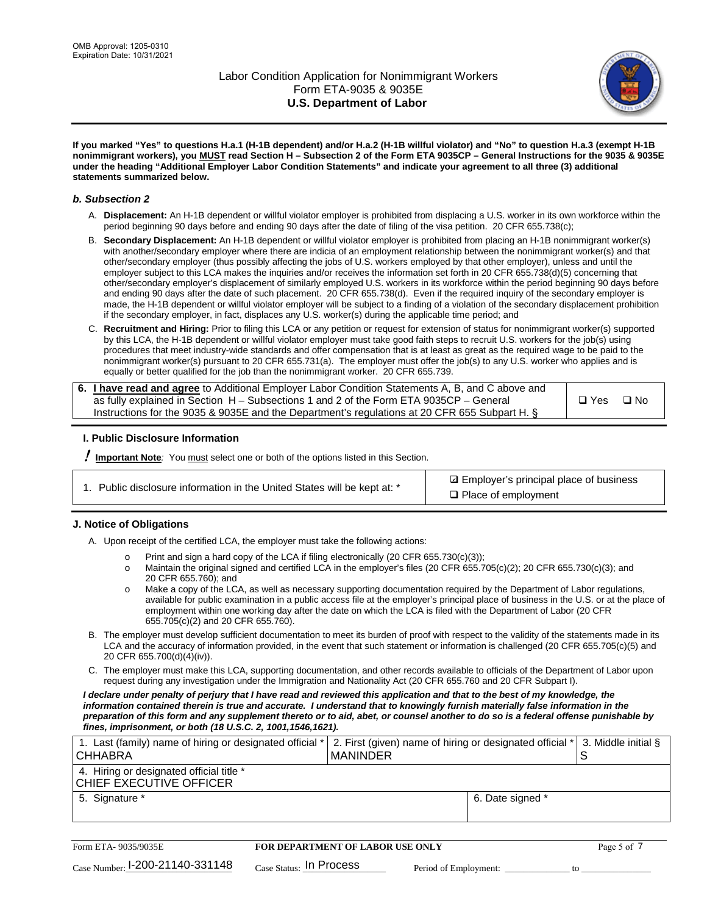**If you marked "Yes" to questions H.a.1 (H-1B dependent) and/or H.a.2 (H-1B willful violator) and "No" to question H.a.3 (exempt H-1B nonimmigrant workers), you MUST read Section H – Subsection 2 of the Form ETA 9035CP – General Instructions for the 9035 & 9035E under the heading "Additional Employer Labor Condition Statements" and indicate your agreement to all three (3) additional statements summarized below.**

### *b. Subsection 2*

A. **Displacement:** An H-1B dependent or willful violator employer is prohibited from displacing a U.S. worker in its own workforce within the period beginning 90 days before and ending 90 days after the date of filing of the visa petition. 20 CFR 655.738(c);

B. **Secondary Displacement:** An H-1B dependent or willful violator employer is prohibited from placing an H-1B nonimmigrant worker(s) with another/secondary employer where there are indicia of an employment relationship between the nonimmigrant worker(s) and that other/secondary employer (thus possibly affecting the jobs of U.S. workers employed by that other employer), unless and until the employer subject to this LCA makes the inquiries and/or receives the information set forth in 20 CFR 655.738(d)(5) concerning that other/secondary employer's displacement of similarly employed U.S. workers in its workforce within the period beginning 90 days before and ending 90 days after the date of such placement. 20 CFR 655.738(d). Even if the required inquiry of the secondary employer is made, the H-1B dependent or willful violator employer will be subject to a finding of a violation of the secondary displacement prohibition if the secondary employer, in fact, displaces any U.S. worker(s) during the applicable time period; and

C. **Recruitment and Hiring:** Prior to filing this LCA or any petition or request for extension of status for nonimmigrant worker(s) supported by this LCA, the H-1B dependent or willful violator employer must take good faith steps to recruit U.S. workers for the job(s) using procedures that meet industry-wide standards and offer compensation that is at least as great as the required wage to be paid to the nonimmigrant worker(s) pursuant to 20 CFR 655.731(a). The employer must offer the job(s) to any U.S. worker who applies and is equally or better qualified for the job than the nonimmigrant worker. 20 CFR 655.739.

| 6. **I have read and agree** to Additional Employer Labor Condition Statements A, B, and C above and as fully explained in Section H – Subsections 1 and 2 of the Form ETA 9035CP – General Instructions for the 9035 & 9035E and the Department's regulations at 20 CFR 655 Subpart H. § | ❑ Yes ❑ No |
|---|---|

## I. Public Disclosure Information

**! Important Note***:* You must select one or both of the options listed in this Section.

| 1. Public disclosure information in the United States will be kept at: * | ☑ Employer's principal place of business<br>❑ Place of employment |
|---|---|

## J. Notice of Obligations

A. Upon receipt of the certified LCA, the employer must take the following actions:

- o Print and sign a hard copy of the LCA if filing electronically (20 CFR 655.730(c)(3));
- o Maintain the original signed and certified LCA in the employer's files (20 CFR 655.705(c)(2); 20 CFR 655.730(c)(3); and 20 CFR 655.760); and
- o Make a copy of the LCA, as well as necessary supporting documentation required by the Department of Labor regulations, available for public examination in a public access file at the employer's principal place of business in the U.S. or at the place of employment within one working day after the date on which the LCA is filed with the Department of Labor (20 CFR 655.705(c)(2) and 20 CFR 655.760).

B. The employer must develop sufficient documentation to meet its burden of proof with respect to the validity of the statements made in its LCA and the accuracy of information provided, in the event that such statement or information is challenged (20 CFR 655.705(c)(5) and 20 CFR 655.700(d)(4)(iv)).

C. The employer must make this LCA, supporting documentation, and other records available to officials of the Department of Labor upon request during any investigation under the Immigration and Nationality Act (20 CFR 655.760 and 20 CFR Subpart I).

***I declare under penalty of perjury that I have read and reviewed this application and that to the best of my knowledge, the information contained therein is true and accurate. I understand that to knowingly furnish materially false information in the preparation of this form and any supplement thereto or to aid, abet, or counsel another to do so is a federal offense punishable by fines, imprisonment, or both (18 U.S.C. 2, 1001,1546,1621).***

| 1. Last (family) name of hiring or designated official * CHHABRA | 2. First (given) name of hiring or designated official * MANINDER | 3. Middle initial § S |
|---|---|---|
| 4. Hiring or designated official title * CHIEF EXECUTIVE OFFICER | | |
| 5. Signature * | 6. Date signed * | |

| Form ETA- 9035/9035E | FOR DEPARTMENT OF LABOR USE ONLY | |
|---|---|---|
| Case Number: I-200-21140-331148 | Case Status: In Process | Period of Employment: _____________ to _____________ |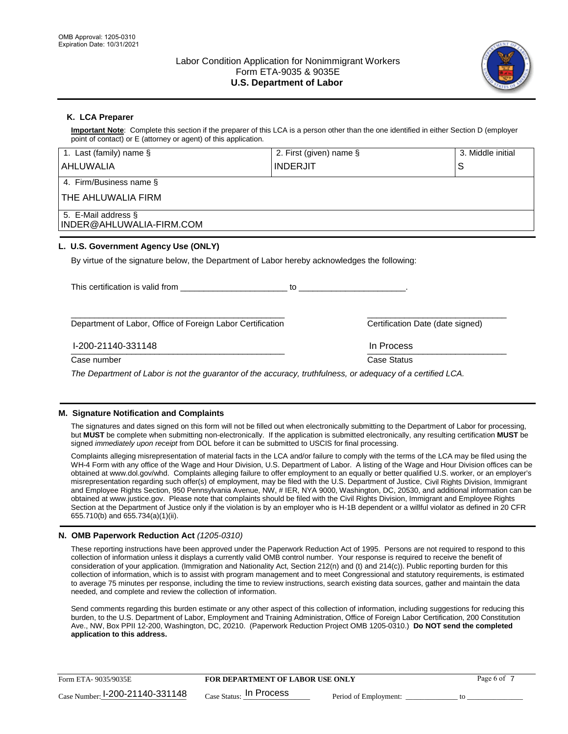OMB Approval: 1205-0310
Expiration Date: 10/31/2021

# Labor Condition Application for Nonimmigrant Workers
Form ETA-9035 & 9035E
**U.S. Department of Labor**

## K. LCA Preparer

**Important Note**: Complete this section if the preparer of this LCA is a person other than the one identified in either Section D (employer point of contact) or E (attorney or agent) of this application.

| 1. Last (family) name § | 2. First (given) name § | 3. Middle initial |
|---|---|---|
| AHLUWALIA | INDERJIT | S |
| 4. Firm/Business name § | | |
| THE AHLUWALIA FIRM | | |
| 5. E-Mail address § | | |
| INDER@AHLUWALIA-FIRM.COM | | |

## L. U.S. Government Agency Use (ONLY)

By virtue of the signature below, the Department of Labor hereby acknowledges the following:

This certification is valid from ______________________ to ______________________.

______________________________________________ Department of Labor, Office of Foreign Labor Certification

______________________________ Certification Date (date signed)

I-200-21140-331148
Case number

In Process
Case Status

*The Department of Labor is not the guarantor of the accuracy, truthfulness, or adequacy of a certified LCA.*

## M. Signature Notification and Complaints

The signatures and dates signed on this form will not be filled out when electronically submitting to the Department of Labor for processing, but **MUST** be complete when submitting non-electronically. If the application is submitted electronically, any resulting certification **MUST** be signed *immediately upon receipt* from DOL before it can be submitted to USCIS for final processing.

Complaints alleging misrepresentation of material facts in the LCA and/or failure to comply with the terms of the LCA may be filed using the WH-4 Form with any office of the Wage and Hour Division, U.S. Department of Labor. A listing of the Wage and Hour Division offices can be obtained at www.dol.gov/whd. Complaints alleging failure to offer employment to an equally or better qualified U.S. worker, or an employer's misrepresentation regarding such offer(s) of employment, may be filed with the U.S. Department of Justice, Civil Rights Division, Immigrant and Employee Rights Section, 950 Pennsylvania Avenue, NW, # IER, NYA 9000, Washington, DC, 20530, and additional information can be obtained at www.justice.gov. Please note that complaints should be filed with the Civil Rights Division, Immigrant and Employee Rights Section at the Department of Justice only if the violation is by an employer who is H-1B dependent or a willful violator as defined in 20 CFR 655.710(b) and 655.734(a)(1)(ii).

## N. OMB Paperwork Reduction Act *(1205-0310)*

These reporting instructions have been approved under the Paperwork Reduction Act of 1995. Persons are not required to respond to this collection of information unless it displays a currently valid OMB control number. Your response is required to receive the benefit of consideration of your application. (Immigration and Nationality Act, Section 212(n) and (t) and 214(c)). Public reporting burden for this collection of information, which is to assist with program management and to meet Congressional and statutory requirements, is estimated to average 75 minutes per response, including the time to review instructions, search existing data sources, gather and maintain the data needed, and complete and review the collection of information.

Send comments regarding this burden estimate or any other aspect of this collection of information, including suggestions for reducing this burden, to the U.S. Department of Labor, Employment and Training Administration, Office of Foreign Labor Certification, 200 Constitution Ave., NW, Box PPII 12-200, Washington, DC, 20210. (Paperwork Reduction Project OMB 1205-0310.) **Do NOT send the completed application to this address.**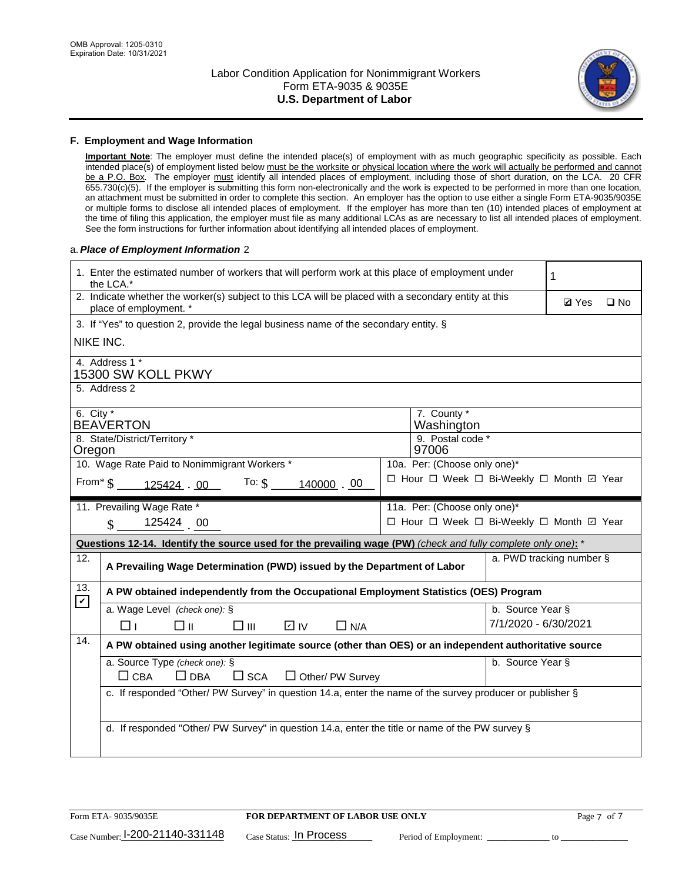OMB Approval: 1205-0310
Expiration Date: 10/31/2021

Labor Condition Application for Nonimmigrant Workers
Form ETA-9035 & 9035E
**U.S. Department of Labor**

### F. Employment and Wage Information

**Important Note**: The employer must define the intended place(s) of employment with as much geographic specificity as possible. Each intended place(s) of employment listed below must be the worksite or physical location where the work will actually be performed and cannot be a P.O. Box. The employer must identify all intended places of employment, including those of short duration, on the LCA. 20 CFR 655.730(c)(5). If the employer is submitting this form non-electronically and the work is expected to be performed in more than one location, an attachment must be submitted in order to complete this section. An employer has the option to use either a single Form ETA-9035/9035E or multiple forms to disclose all intended places of employment. If the employer has more than ten (10) intended places of employment at the time of filing this application, the employer must file as many additional LCAs as are necessary to list all intended places of employment. See the form instructions for further information about identifying all intended places of employment.

a. ***Place of Employment Information*** 2

| | |
|---|---|
| 1. Enter the estimated number of workers that will perform work at this place of employment under the LCA.* | 1 |
| 2. Indicate whether the worker(s) subject to this LCA will be placed with a secondary entity at this place of employment. * | ☑ Yes ☐ No |
| 3. If "Yes" to question 2, provide the legal business name of the secondary entity. § NIKE INC. | |
| 4. Address 1 * 15300 SW KOLL PKWY | |
| 5. Address 2 | |
| 6. City * BEAVERTON | 7. County * Washington |
| 8. State/District/Territory * Oregon | 9. Postal code * 97006 |
| 10. Wage Rate Paid to Nonimmigrant Workers * From* $ 125424 . 00 To: $ 140000 . 00 | 10a. Per: (Choose only one)* ☐ Hour ☐ Week ☐ Bi-Weekly ☐ Month ☑ Year |
| 11. Prevailing Wage Rate * $ 125424 . 00 | 11a. Per: (Choose only one)* ☐ Hour ☐ Week ☐ Bi-Weekly ☐ Month ☑ Year |

**Questions 12-14. Identify the source used for the prevailing wage (PW)** *(check and fully complete only one)*: *

| | | |
|---|---|---|
| 12. | **A Prevailing Wage Determination (PWD) issued by the Department of Labor** | a. PWD tracking number § |
| 13. ☑ | **A PW obtained independently from the Occupational Employment Statistics (OES) Program** | |
| | a. Wage Level *(check one)*: § ☐ I ☐ II ☐ III ☑ IV ☐ N/A | b. Source Year § 7/1/2020 - 6/30/2021 |
| 14. | **A PW obtained using another legitimate source (other than OES) or an independent authoritative source** | |
| | a. Source Type *(check one)*: § ☐ CBA ☐ DBA ☐ SCA ☐ Other/ PW Survey | b. Source Year § |
| | c. If responded "Other/ PW Survey" in question 14.a, enter the name of the survey producer or publisher § | |
| | d. If responded "Other/ PW Survey" in question 14.a, enter the title or name of the PW survey § | |

Form ETA- 9035/9035E | **FOR DEPARTMENT OF LABOR USE ONLY**

Case Number: I-200-21140-331148 Case Status: In Process Period of Employment: _____________ to _____________